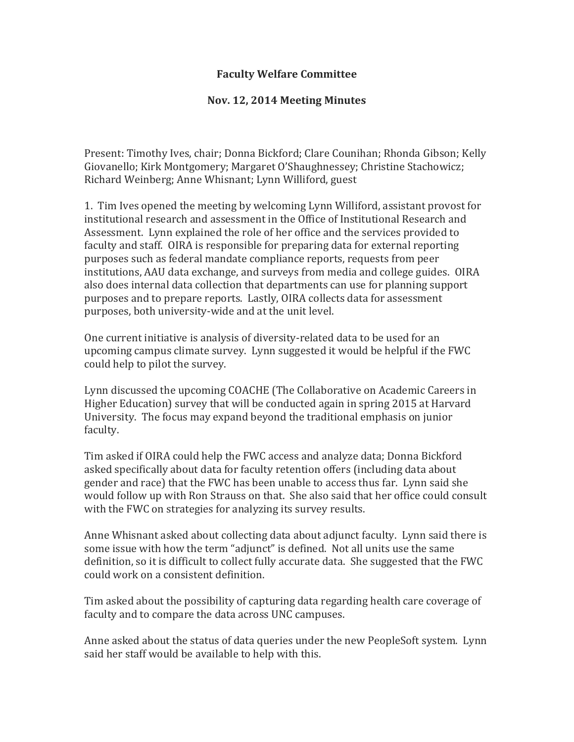# Faculty Welfare Committee

## Nov. 12, 2014 Meeting Minutes

Present: Timothy Ives, chair; Donna Bickford; Clare Counihan; Rhonda Gibson; Kelly Giovanello; Kirk Montgomery; Margaret O'Shaughnessey; Christine Stachowicz; Richard Weinberg; Anne Whisnant; Lynn Williford, guest

1. Tim Ives opened the meeting by welcoming Lynn Williford, assistant provost for institutional research and assessment in the Office of Institutional Research and Assessment. Lynn explained the role of her office and the services provided to faculty and staff. OIRA is responsible for preparing data for external reporting purposes such as federal mandate compliance reports, requests from peer institutions, AAU data exchange, and surveys from media and college guides. OIRA also does internal data collection that departments can use for planning support purposes and to prepare reports. Lastly, OIRA collects data for assessment purposes, both university-wide and at the unit level.

One current initiative is analysis of diversity-related data to be used for an upcoming campus climate survey. Lynn suggested it would be helpful if the FWC could help to pilot the survey.

Lynn discussed the upcoming COACHE (The Collaborative on Academic Careers in Higher Education) survey that will be conducted again in spring 2015 at Harvard University. The focus may expand beyond the traditional emphasis on junior faculty.

Tim asked if OIRA could help the FWC access and analyze data; Donna Bickford asked specifically about data for faculty retention offers (including data about gender and race) that the FWC has been unable to access thus far. Lynn said she would follow up with Ron Strauss on that. She also said that her office could consult with the FWC on strategies for analyzing its survey results.

Anne Whisnant asked about collecting data about adjunct faculty. Lynn said there is some issue with how the term "adjunct" is defined. Not all units use the same definition, so it is difficult to collect fully accurate data. She suggested that the FWC could work on a consistent definition.

Tim asked about the possibility of capturing data regarding health care coverage of faculty and to compare the data across UNC campuses.

Anne asked about the status of data queries under the new PeopleSoft system. Lynn said her staff would be available to help with this.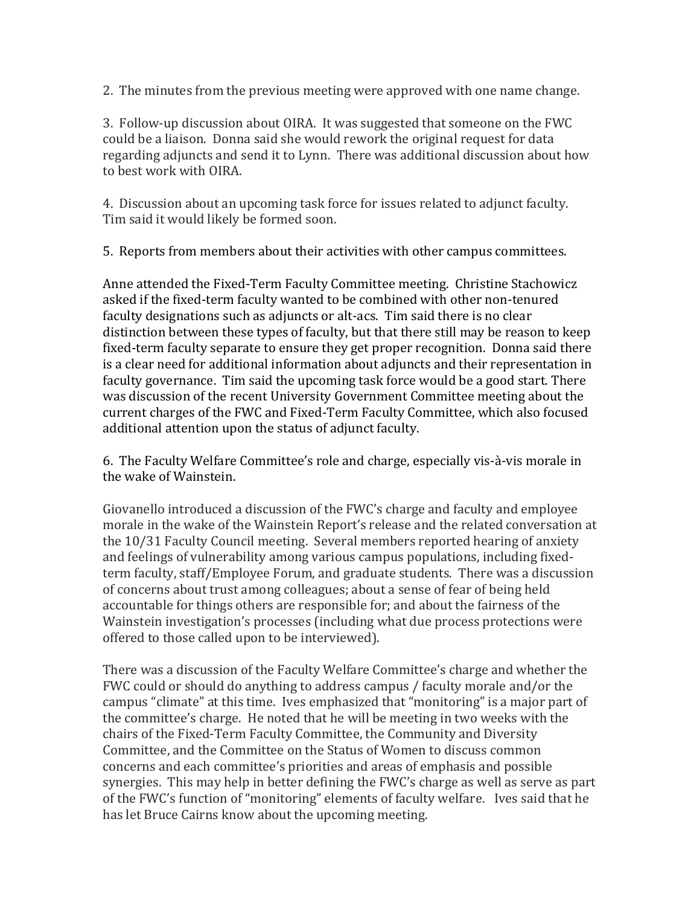2. The minutes from the previous meeting were approved with one name change.

3. Follow-up discussion about OIRA. It was suggested that someone on the FWC could be a liaison. Donna said she would rework the original request for data regarding adjuncts and send it to Lynn. There was additional discussion about how to best work with OIRA.

4. Discussion about an upcoming task force for issues related to adjunct faculty. Tim said it would likely be formed soon.

5. Reports from members about their activities with other campus committees.

Anne attended the Fixed-Term Faculty Committee meeting. Christine Stachowicz asked if the fixed-term faculty wanted to be combined with other non-tenured faculty designations such as adjuncts or alt-acs. Tim said there is no clear distinction between these types of faculty, but that there still may be reason to keep fixed-term faculty separate to ensure they get proper recognition. Donna said there is a clear need for additional information about adjuncts and their representation in faculty governance. Tim said the upcoming task force would be a good start. There was discussion of the recent University Government Committee meeting about the current charges of the FWC and Fixed-Term Faculty Committee, which also focused additional attention upon the status of adjunct faculty.

6. The Faculty Welfare Committee's role and charge, especially vis-à-vis morale in the wake of Wainstein.

Giovanello introduced a discussion of the FWC's charge and faculty and employee morale in the wake of the Wainstein Report's release and the related conversation at the 10/31 Faculty Council meeting. Several members reported hearing of anxiety and feelings of vulnerability among various campus populations, including fixed-term faculty, staff/Employee Forum, and graduate students. There was a discussion of concerns about trust among colleagues; about a sense of fear of being held accountable for things others are responsible for; and about the fairness of the Wainstein investigation's processes (including what due process protections were offered to those called upon to be interviewed).

There was a discussion of the Faculty Welfare Committee's charge and whether the FWC could or should do anything to address campus / faculty morale and/or the campus "climate" at this time. Ives emphasized that "monitoring" is a major part of the committee's charge. He noted that he will be meeting in two weeks with the chairs of the Fixed-Term Faculty Committee, the Community and Diversity Committee, and the Committee on the Status of Women to discuss common concerns and each committee's priorities and areas of emphasis and possible synergies. This may help in better defining the FWC's charge as well as serve as part of the FWC's function of "monitoring" elements of faculty welfare. Ives said that he has let Bruce Cairns know about the upcoming meeting.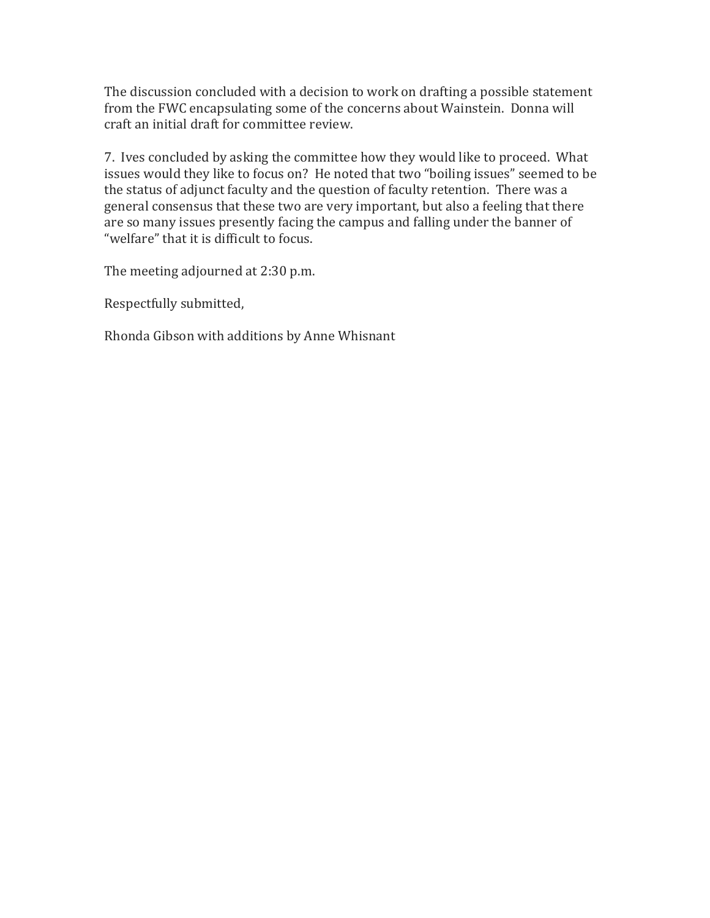The discussion concluded with a decision to work on drafting a possible statement from the FWC encapsulating some of the concerns about Wainstein. Donna will craft an initial draft for committee review.

7. Ives concluded by asking the committee how they would like to proceed. What issues would they like to focus on? He noted that two "boiling issues" seemed to be the status of adjunct faculty and the question of faculty retention. There was a general consensus that these two are very important, but also a feeling that there are so many issues presently facing the campus and falling under the banner of "welfare" that it is difficult to focus.

The meeting adjourned at 2:30 p.m.

Respectfully submitted,

Rhonda Gibson with additions by Anne Whisnant